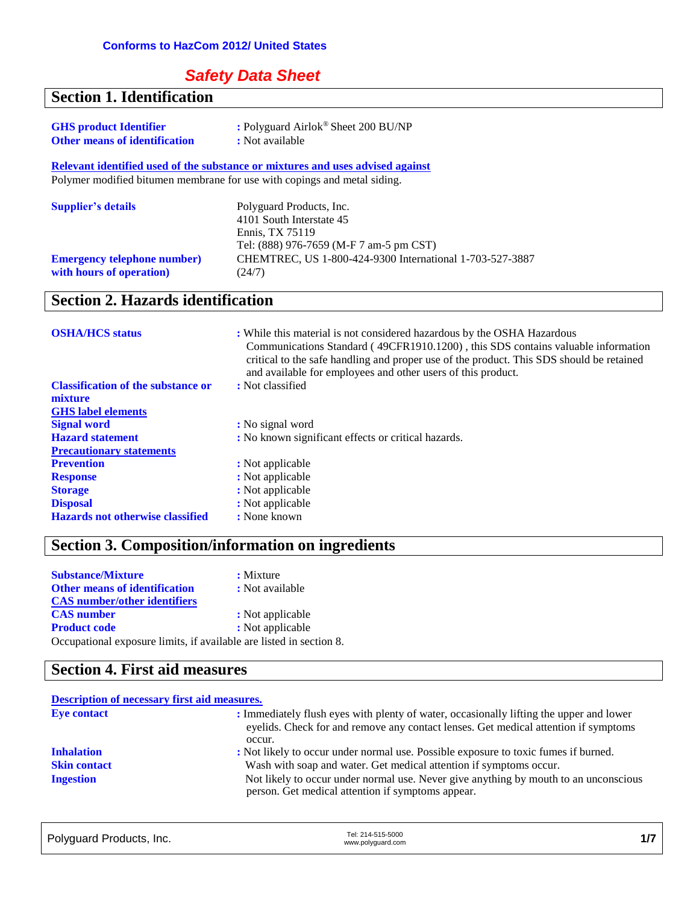**Conforms to HazCom 2012/ United States**

# *Safety Data Sheet*

## Section 1. Identification

**GHS product Identifier** : Polyguard Airlok® Sheet 200 BU/NP

**Other means of identification** : Not available

**Relevant identified used of the substance or mixtures and uses advised against**

Polymer modified bitumen membrane for use with copings and metal siding.

**Supplier's details**

Polyguard Products, Inc.
4101 South Interstate 45
Ennis, TX 75119
Tel: (888) 976-7659 (M-F 7 am-5 pm CST)

**Emergency telephone number) with hours of operation)** CHEMTREC, US 1-800-424-9300 International 1-703-527-3887 (24/7)

## Section 2. Hazards identification

**OSHA/HCS status** : While this material is not considered hazardous by the OSHA Hazardous Communications Standard ( 49CFR1910.1200) , this SDS contains valuable information critical to the safe handling and proper use of the product. This SDS should be retained and available for employees and other users of this product.

**Classification of the substance or mixture** : Not classified

**GHS label elements**

**Signal word** : No signal word

**Hazard statement** : No known significant effects or critical hazards.

**Precautionary statements**

**Prevention** : Not applicable

**Response** : Not applicable

**Storage** : Not applicable

**Disposal** : Not applicable

**Hazards not otherwise classified** : None known

## Section 3. Composition/information on ingredients

**Substance/Mixture** : Mixture

**Other means of identification** : Not available

**CAS number/other identifiers**

**CAS number** : Not applicable

**Product code** : Not applicable

Occupational exposure limits, if available are listed in section 8.

## Section 4. First aid measures

**Description of necessary first aid measures.**

**Eye contact** : Immediately flush eyes with plenty of water, occasionally lifting the upper and lower eyelids. Check for and remove any contact lenses. Get medical attention if symptoms occur.

**Inhalation** : Not likely to occur under normal use. Possible exposure to toxic fumes if burned.

**Skin contact** Wash with soap and water. Get medical attention if symptoms occur.

**Ingestion** Not likely to occur under normal use. Never give anything by mouth to an unconscious person. Get medical attention if symptoms appear.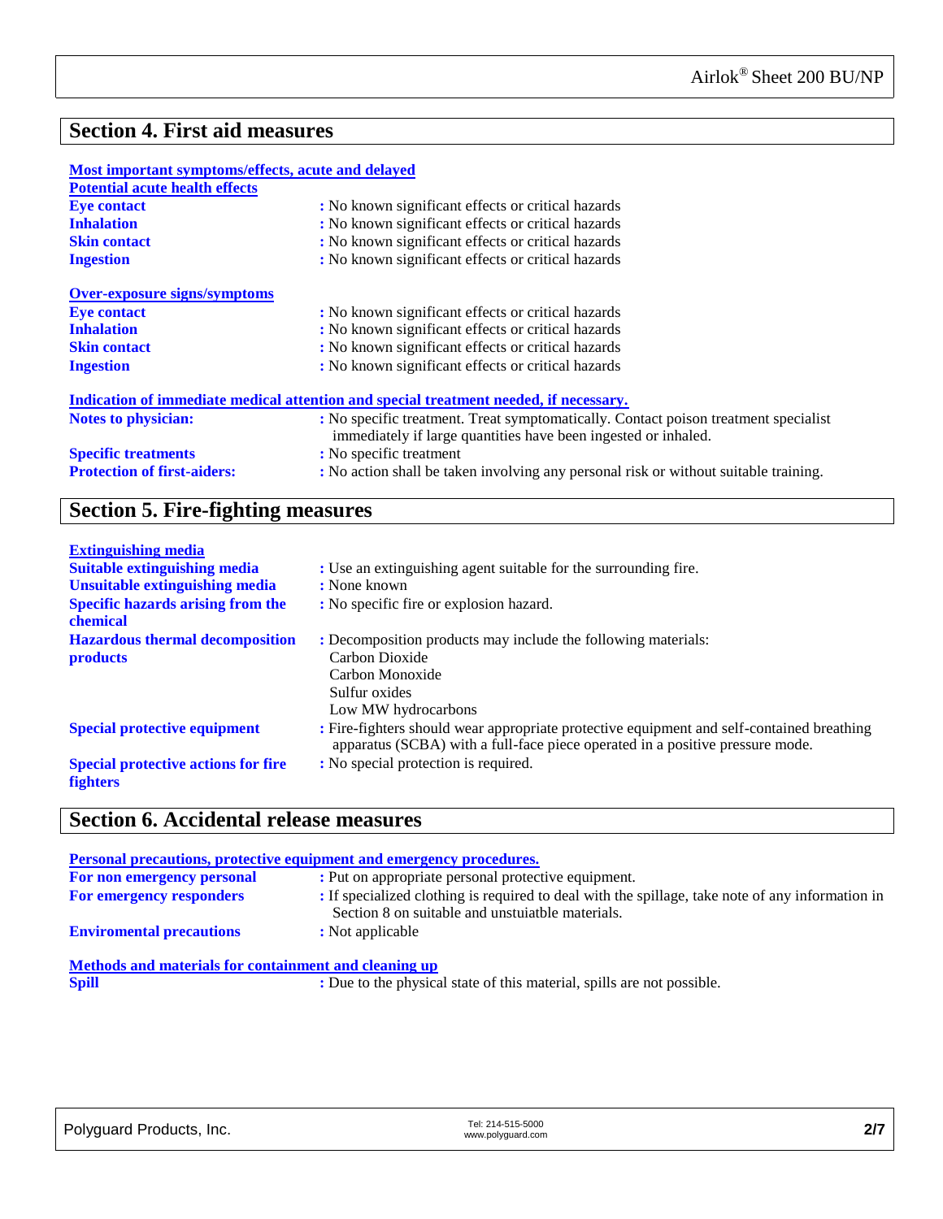## Section 4. First aid measures

**Most important symptoms/effects, acute and delayed**

**Potential acute health effects**

| | |
|---|---|
| **Eye contact** | : No known significant effects or critical hazards |
| **Inhalation** | : No known significant effects or critical hazards |
| **Skin contact** | : No known significant effects or critical hazards |
| **Ingestion** | : No known significant effects or critical hazards |

**Over-exposure signs/symptoms**

| | |
|---|---|
| **Eye contact** | : No known significant effects or critical hazards |
| **Inhalation** | : No known significant effects or critical hazards |
| **Skin contact** | : No known significant effects or critical hazards |
| **Ingestion** | : No known significant effects or critical hazards |

**Indication of immediate medical attention and special treatment needed, if necessary.**

| | |
|---|---|
| **Notes to physician:** | : No specific treatment. Treat symptomatically. Contact poison treatment specialist immediately if large quantities have been ingested or inhaled. |
| **Specific treatments** | : No specific treatment |
| **Protection of first-aiders:** | : No action shall be taken involving any personal risk or without suitable training. |

## Section 5. Fire-fighting measures

**Extinguishing media**

| | |
|---|---|
| **Suitable extinguishing media** | : Use an extinguishing agent suitable for the surrounding fire. |
| **Unsuitable extinguishing media** | : None known |
| **Specific hazards arising from the chemical** | : No specific fire or explosion hazard. |
| **Hazardous thermal decomposition products** | : Decomposition products may include the following materials:<br>Carbon Dioxide<br>Carbon Monoxide<br>Sulfur oxides<br>Low MW hydrocarbons |
| **Special protective equipment** | : Fire-fighters should wear appropriate protective equipment and self-contained breathing apparatus (SCBA) with a full-face piece operated in a positive pressure mode. |
| **Special protective actions for fire fighters** | : No special protection is required. |

## Section 6. Accidental release measures

**Personal precautions, protective equipment and emergency procedures.**

| | |
|---|---|
| **For non emergency personal** | : Put on appropriate personal protective equipment. |
| **For emergency responders** | : If specialized clothing is required to deal with the spillage, take note of any information in Section 8 on suitable and unstuiatble materials. |
| **Enviromental precautions** | : Not applicable |

**Methods and materials for containment and cleaning up**

| | |
|---|---|
| **Spill** | : Due to the physical state of this material, spills are not possible. |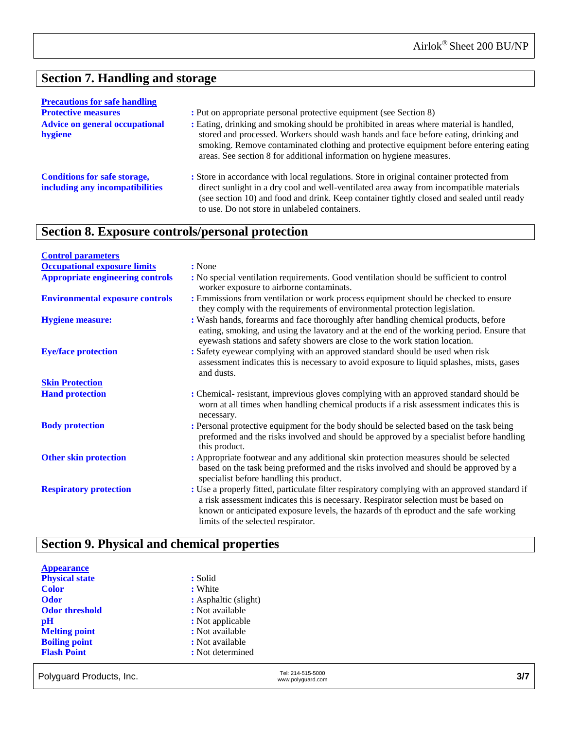## Section 7. Handling and storage

**Precautions for safe handling**

**Protective measures** : Put on appropriate personal protective equipment (see Section 8)

**Advice on general occupational hygiene** : Eating, drinking and smoking should be prohibited in areas where material is handled, stored and processed. Workers should wash hands and face before eating, drinking and smoking. Remove contaminated clothing and protective equipment before entering eating areas. See section 8 for additional information on hygiene measures.

**Conditions for safe storage, including any incompatibilities** : Store in accordance with local regulations. Store in original container protected from direct sunlight in a dry cool and well-ventilated area away from incompatible materials (see section 10) and food and drink. Keep container tightly closed and sealed until ready to use. Do not store in unlabeled containers.

## Section 8. Exposure controls/personal protection

**Control parameters**

**Occupational exposure limits** : None

**Appropriate engineering controls** : No special ventilation requirements. Good ventilation should be sufficient to control worker exposure to airborne contaminats.

**Environmental exposure controls** : Emmissions from ventilation or work process equipment should be checked to ensure they comply with the requirements of environmental protection legislation.

**Hygiene measure:** : Wash hands, forearms and face thoroughly after handling chemical products, before eating, smoking, and using the lavatory and at the end of the working period. Ensure that eyewash stations and safety showers are close to the work station location.

**Eye/face protection** : Safety eyewear complying with an approved standard should be used when risk assessment indicates this is necessary to avoid exposure to liquid splashes, mists, gases and dusts.

**Skin Protection**

**Hand protection** : Chemical- resistant, imprevious gloves complying with an approved standard should be worn at all times when handling chemical products if a risk assessment indicates this is necessary.

**Body protection** : Personal protective equipment for the body should be selected based on the task being preformed and the risks involved and should be approved by a specialist before handling this product.

**Other skin protection** : Appropriate footwear and any additional skin protection measures should be selected based on the task being preformed and the risks involved and should be approved by a specialist before handling this product.

**Respiratory protection** : Use a properly fitted, particulate filter respiratory complying with an approved standard if a risk assessment indicates this is necessary. Respirator selection must be based on known or anticipated exposure levels, the hazards of th eproduct and the safe working limits of the selected respirator.

## Section 9. Physical and chemical properties

**Appearance**

**Physical state** : Solid

**Color** : White

**Odor** : Asphaltic (slight)

**Odor threshold** : Not available

**pH** : Not applicable

**Melting point** : Not available

**Boiling point** : Not available

**Flash Point** : Not determined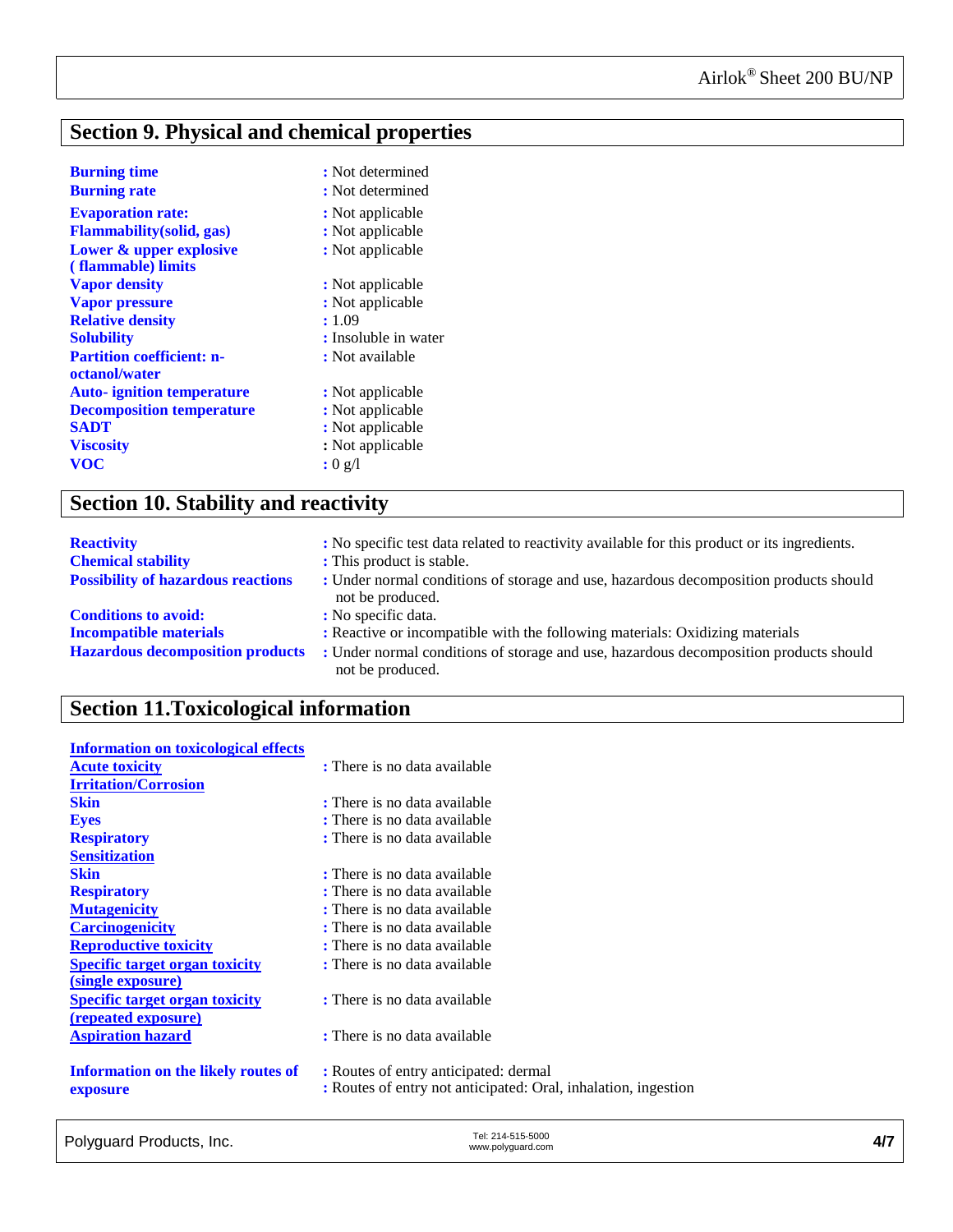## Section 9. Physical and chemical properties

**Burning time** : Not determined
**Burning rate** : Not determined
**Evaporation rate:** : Not applicable
**Flammability(solid, gas)** : Not applicable
**Lower & upper explosive (flammable) limits** : Not applicable
**Vapor density** : Not applicable
**Vapor pressure** : Not applicable
**Relative density** : 1.09
**Solubility** : Insoluble in water
**Partition coefficient: n-octanol/water** : Not available
**Auto- ignition temperature** : Not applicable
**Decomposition temperature** : Not applicable
**SADT** : Not applicable
**Viscosity** : Not applicable
**VOC** : 0 g/l

## Section 10. Stability and reactivity

**Reactivity** : No specific test data related to reactivity available for this product or its ingredients.
**Chemical stability** : This product is stable.
**Possibility of hazardous reactions** : Under normal conditions of storage and use, hazardous decomposition products should not be produced.
**Conditions to avoid:** : No specific data.
**Incompatible materials** : Reactive or incompatible with the following materials: Oxidizing materials
**Hazardous decomposition products** : Under normal conditions of storage and use, hazardous decomposition products should not be produced.

## Section 11.Toxicological information

**Information on toxicological effects**
**Acute toxicity** : There is no data available
**Irritation/Corrosion**
**Skin** : There is no data available
**Eyes** : There is no data available
**Respiratory** : There is no data available
**Sensitization**
**Skin** : There is no data available
**Respiratory** : There is no data available
**Mutagenicity** : There is no data available
**Carcinogenicity** : There is no data available
**Reproductive toxicity** : There is no data available
**Specific target organ toxicity (single exposure)** : There is no data available
**Specific target organ toxicity (repeated exposure)** : There is no data available
**Aspiration hazard** : There is no data available

**Information on the likely routes of exposure** : Routes of entry anticipated: dermal
: Routes of entry not anticipated: Oral, inhalation, ingestion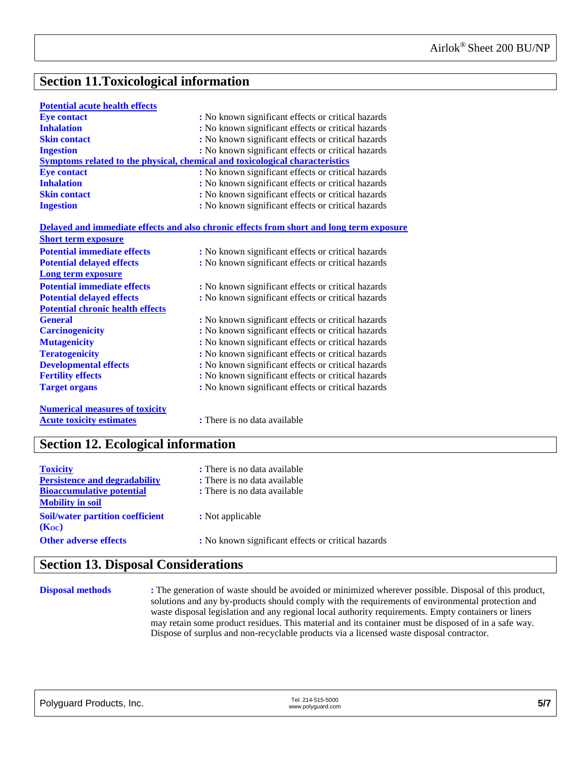## Section 11. Toxicological information

**Potential acute health effects**

| | |
|---|---|
| **Eye contact** | : No known significant effects or critical hazards |
| **Inhalation** | : No known significant effects or critical hazards |
| **Skin contact** | : No known significant effects or critical hazards |
| **Ingestion** | : No known significant effects or critical hazards |

**Symptoms related to the physical, chemical and toxicological characteristics**

| | |
|---|---|
| **Eye contact** | : No known significant effects or critical hazards |
| **Inhalation** | : No known significant effects or critical hazards |
| **Skin contact** | : No known significant effects or critical hazards |
| **Ingestion** | : No known significant effects or critical hazards |

**Delayed and immediate effects and also chronic effects from short and long term exposure**

**Short term exposure**

| | |
|---|---|
| **Potential immediate effects** | : No known significant effects or critical hazards |
| **Potential delayed effects** | : No known significant effects or critical hazards |

**Long term exposure**

| | |
|---|---|
| **Potential immediate effects** | : No known significant effects or critical hazards |
| **Potential delayed effects** | : No known significant effects or critical hazards |

**Potential chronic health effects**

| | |
|---|---|
| **General** | : No known significant effects or critical hazards |
| **Carcinogenicity** | : No known significant effects or critical hazards |
| **Mutagenicity** | : No known significant effects or critical hazards |
| **Teratogenicity** | : No known significant effects or critical hazards |
| **Developmental effects** | : No known significant effects or critical hazards |
| **Fertility effects** | : No known significant effects or critical hazards |
| **Target organs** | : No known significant effects or critical hazards |

**Numerical measures of toxicity**

| | |
|---|---|
| **Acute toxicity estimates** | : There is no data available |

## Section 12. Ecological information

| | |
|---|---|
| **Toxicity** | : There is no data available |
| **Persistence and degradability** | : There is no data available |
| **Bioaccumulative potential** | : There is no data available |

**Mobility in soil**

| | |
|---|---|
| **Soil/water partition coefficient ($K_{OC}$)** | : Not applicable |
| **Other adverse effects** | : No known significant effects or critical hazards |

## Section 13. Disposal Considerations

**Disposal methods** : The generation of waste should be avoided or minimized wherever possible. Disposal of this product, solutions and any by-products should comply with the requirements of environmental protection and waste disposal legislation and any regional local authority requirements. Empty containers or liners may retain some product residues. This material and its container must be disposed of in a safe way. Dispose of surplus and non-recyclable products via a licensed waste disposal contractor.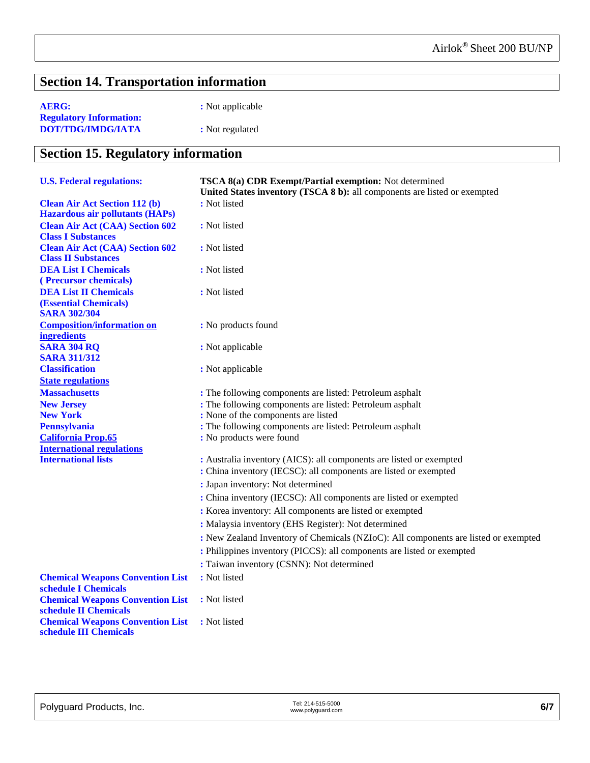## Section 14. Transportation information

**AERG:** : Not applicable

**Regulatory Information:**

**DOT/TDG/IMDG/IATA** : Not regulated

## Section 15. Regulatory information

**U.S. Federal regulations:** **TSCA 8(a) CDR Exempt/Partial exemption:** Not determined
**United States inventory (TSCA 8 b):** all components are listed or exempted

**Clean Air Act Section 112 (b) Hazardous air pollutants (HAPs)** : Not listed

**Clean Air Act (CAA) Section 602 Class I Substances** : Not listed

**Clean Air Act (CAA) Section 602 Class II Substances** : Not listed

**DEA List I Chemicals ( Precursor chemicals)** : Not listed

**DEA List II Chemicals (Essential Chemicals)** : Not listed

**SARA 302/304**

**Composition/information on ingredients** : No products found

**SARA 304 RQ** : Not applicable

**SARA 311/312**

**Classification** : Not applicable

**State regulations**

**Massachusetts** : The following components are listed: Petroleum asphalt

**New Jersey** : The following components are listed: Petroleum asphalt

**New York** : None of the components are listed

**Pennsylvania** : The following components are listed: Petroleum asphalt

**California Prop.65** : No products were found

**International regulations**

**International lists** : Australia inventory (AICS): all components are listed or exempted
: China inventory (IECSC): all components are listed or exempted
: Japan inventory: Not determined
: China inventory (IECSC): All components are listed or exempted
: Korea inventory: All components are listed or exempted
: Malaysia inventory (EHS Register): Not determined
: New Zealand Inventory of Chemicals (NZIoC): All components are listed or exempted
: Philippines inventory (PICCS): all components are listed or exempted
: Taiwan inventory (CSNN): Not determined

**Chemical Weapons Convention List schedule I Chemicals** : Not listed

**Chemical Weapons Convention List schedule II Chemicals** : Not listed

**Chemical Weapons Convention List schedule III Chemicals** : Not listed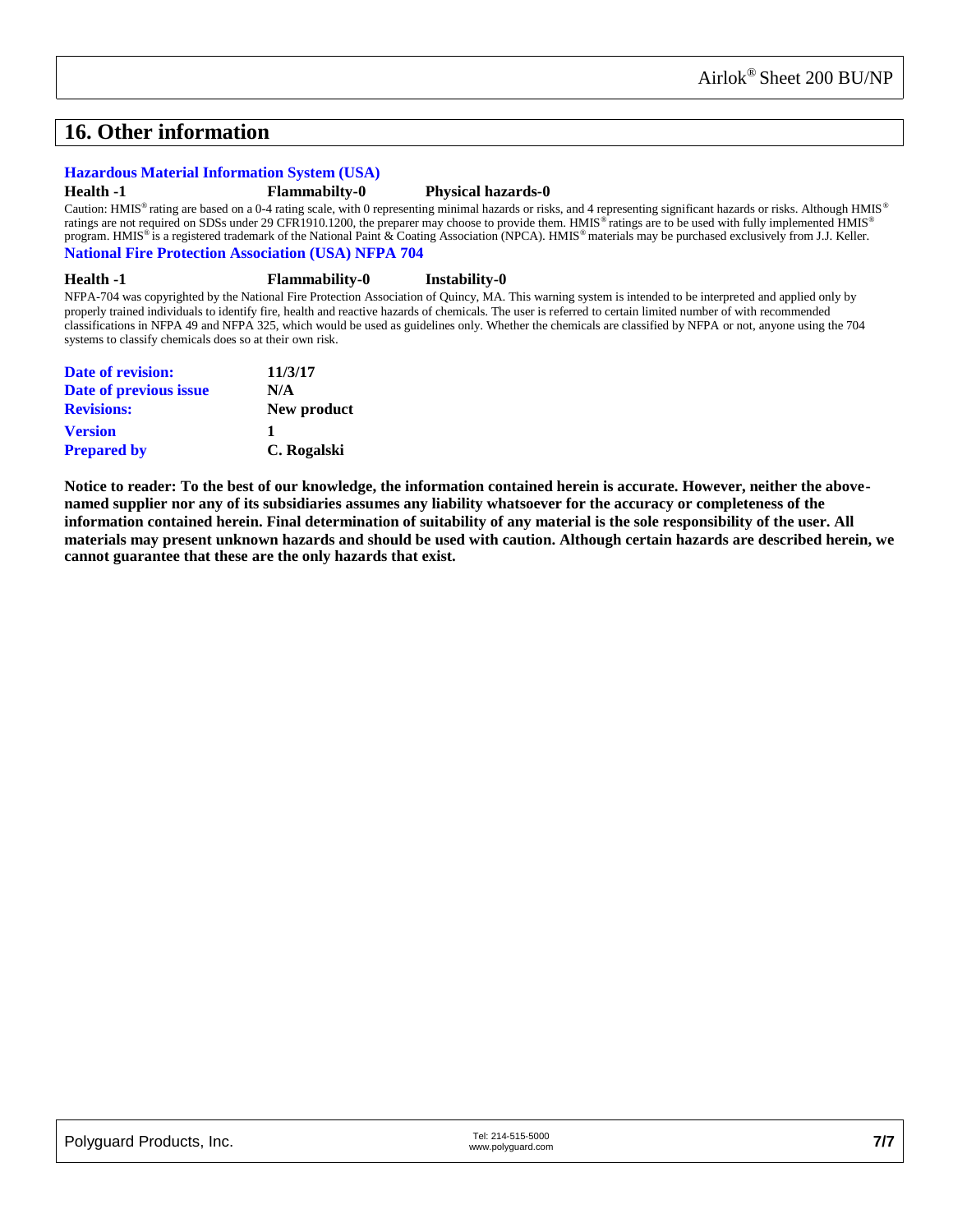## 16. Other information

### Hazardous Material Information System (USA)

| | | |
|---|---|---|
| **Health -1** | **Flammabilty-0** | **Physical hazards-0** |

Caution: HMIS® rating are based on a 0-4 rating scale, with 0 representing minimal hazards or risks, and 4 representing significant hazards or risks. Although HMIS® ratings are not required on SDSs under 29 CFR1910.1200, the preparer may choose to provide them. HMIS® ratings are to be used with fully implemented HMIS® program. HMIS® is a registered trademark of the National Paint & Coating Association (NPCA). HMIS® materials may be purchased exclusively from J.J. Keller.

### National Fire Protection Association (USA) NFPA 704

| | | |
|---|---|---|
| **Health -1** | **Flammability-0** | **Instability-0** |

NFPA-704 was copyrighted by the National Fire Protection Association of Quincy, MA. This warning system is intended to be interpreted and applied only by properly trained individuals to identify fire, health and reactive hazards of chemicals. The user is referred to certain limited number of with recommended classifications in NFPA 49 and NFPA 325, which would be used as guidelines only. Whether the chemicals are classified by NFPA or not, anyone using the 704 systems to classify chemicals does so at their own risk.

| | |
|---|---|
| **Date of revision:** | **11/3/17** |
| **Date of previous issue** | **N/A** |
| **Revisions:** | **New product** |
| **Version** | **1** |
| **Prepared by** | **C. Rogalski** |

**Notice to reader: To the best of our knowledge, the information contained herein is accurate. However, neither the above-named supplier nor any of its subsidiaries assumes any liability whatsoever for the accuracy or completeness of the information contained herein. Final determination of suitability of any material is the sole responsibility of the user. All materials may present unknown hazards and should be used with caution. Although certain hazards are described herein, we cannot guarantee that these are the only hazards that exist.**